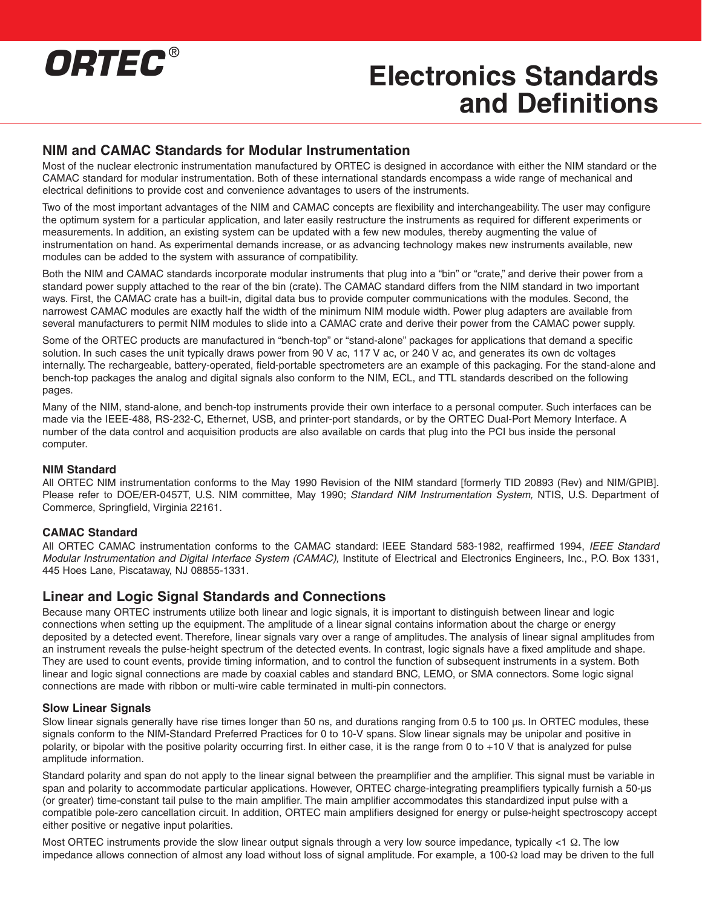ORTEC®

# Electronics Standards and Definitions

## NIM and CAMAC Standards for Modular Instrumentation

Most of the nuclear electronic instrumentation manufactured by ORTEC is designed in accordance with either the NIM standard or the CAMAC standard for modular instrumentation. Both of these international standards encompass a wide range of mechanical and electrical definitions to provide cost and convenience advantages to users of the instruments.

Two of the most important advantages of the NIM and CAMAC concepts are flexibility and interchangeability. The user may configure the optimum system for a particular application, and later easily restructure the instruments as required for different experiments or measurements. In addition, an existing system can be updated with a few new modules, thereby augmenting the value of instrumentation on hand. As experimental demands increase, or as advancing technology makes new instruments available, new modules can be added to the system with assurance of compatibility.

Both the NIM and CAMAC standards incorporate modular instruments that plug into a "bin" or "crate," and derive their power from a standard power supply attached to the rear of the bin (crate). The CAMAC standard differs from the NIM standard in two important ways. First, the CAMAC crate has a built-in, digital data bus to provide computer communications with the modules. Second, the narrowest CAMAC modules are exactly half the width of the minimum NIM module width. Power plug adapters are available from several manufacturers to permit NIM modules to slide into a CAMAC crate and derive their power from the CAMAC power supply.

Some of the ORTEC products are manufactured in "bench-top" or "stand-alone" packages for applications that demand a specific solution. In such cases the unit typically draws power from 90 V ac, 117 V ac, or 240 V ac, and generates its own dc voltages internally. The rechargeable, battery-operated, field-portable spectrometers are an example of this packaging. For the stand-alone and bench-top packages the analog and digital signals also conform to the NIM, ECL, and TTL standards described on the following pages.

Many of the NIM, stand-alone, and bench-top instruments provide their own interface to a personal computer. Such interfaces can be made via the IEEE-488, RS-232-C, Ethernet, USB, and printer-port standards, or by the ORTEC Dual-Port Memory Interface. A number of the data control and acquisition products are also available on cards that plug into the PCI bus inside the personal computer.

### NIM Standard

All ORTEC NIM instrumentation conforms to the May 1990 Revision of the NIM standard [formerly TID 20893 (Rev) and NIM/GPIB]. Please refer to DOE/ER-0457T, U.S. NIM committee, May 1990; *Standard NIM Instrumentation System,* NTIS, U.S. Department of Commerce, Springfield, Virginia 22161.

### CAMAC Standard

All ORTEC CAMAC instrumentation conforms to the CAMAC standard: IEEE Standard 583-1982, reaffirmed 1994, *IEEE Standard Modular Instrumentation and Digital Interface System (CAMAC),* Institute of Electrical and Electronics Engineers, Inc., P.O. Box 1331, 445 Hoes Lane, Piscataway, NJ 08855-1331.

## Linear and Logic Signal Standards and Connections

Because many ORTEC instruments utilize both linear and logic signals, it is important to distinguish between linear and logic connections when setting up the equipment. The amplitude of a linear signal contains information about the charge or energy deposited by a detected event. Therefore, linear signals vary over a range of amplitudes. The analysis of linear signal amplitudes from an instrument reveals the pulse-height spectrum of the detected events. In contrast, logic signals have a fixed amplitude and shape. They are used to count events, provide timing information, and to control the function of subsequent instruments in a system. Both linear and logic signal connections are made by coaxial cables and standard BNC, LEMO, or SMA connectors. Some logic signal connections are made with ribbon or multi-wire cable terminated in multi-pin connectors.

### Slow Linear Signals

Slow linear signals generally have rise times longer than 50 ns, and durations ranging from 0.5 to 100 µs. In ORTEC modules, these signals conform to the NIM-Standard Preferred Practices for 0 to 10-V spans. Slow linear signals may be unipolar and positive in polarity, or bipolar with the positive polarity occurring first. In either case, it is the range from 0 to +10 V that is analyzed for pulse amplitude information.

Standard polarity and span do not apply to the linear signal between the preamplifier and the amplifier. This signal must be variable in span and polarity to accommodate particular applications. However, ORTEC charge-integrating preamplifiers typically furnish a 50-µs (or greater) time-constant tail pulse to the main amplifier. The main amplifier accommodates this standardized input pulse with a compatible pole-zero cancellation circuit. In addition, ORTEC main amplifiers designed for energy or pulse-height spectroscopy accept either positive or negative input polarities.

Most ORTEC instruments provide the slow linear output signals through a very low source impedance, typically <1 Ω. The low impedance allows connection of almost any load without loss of signal amplitude. For example, a 100-Ω load may be driven to the full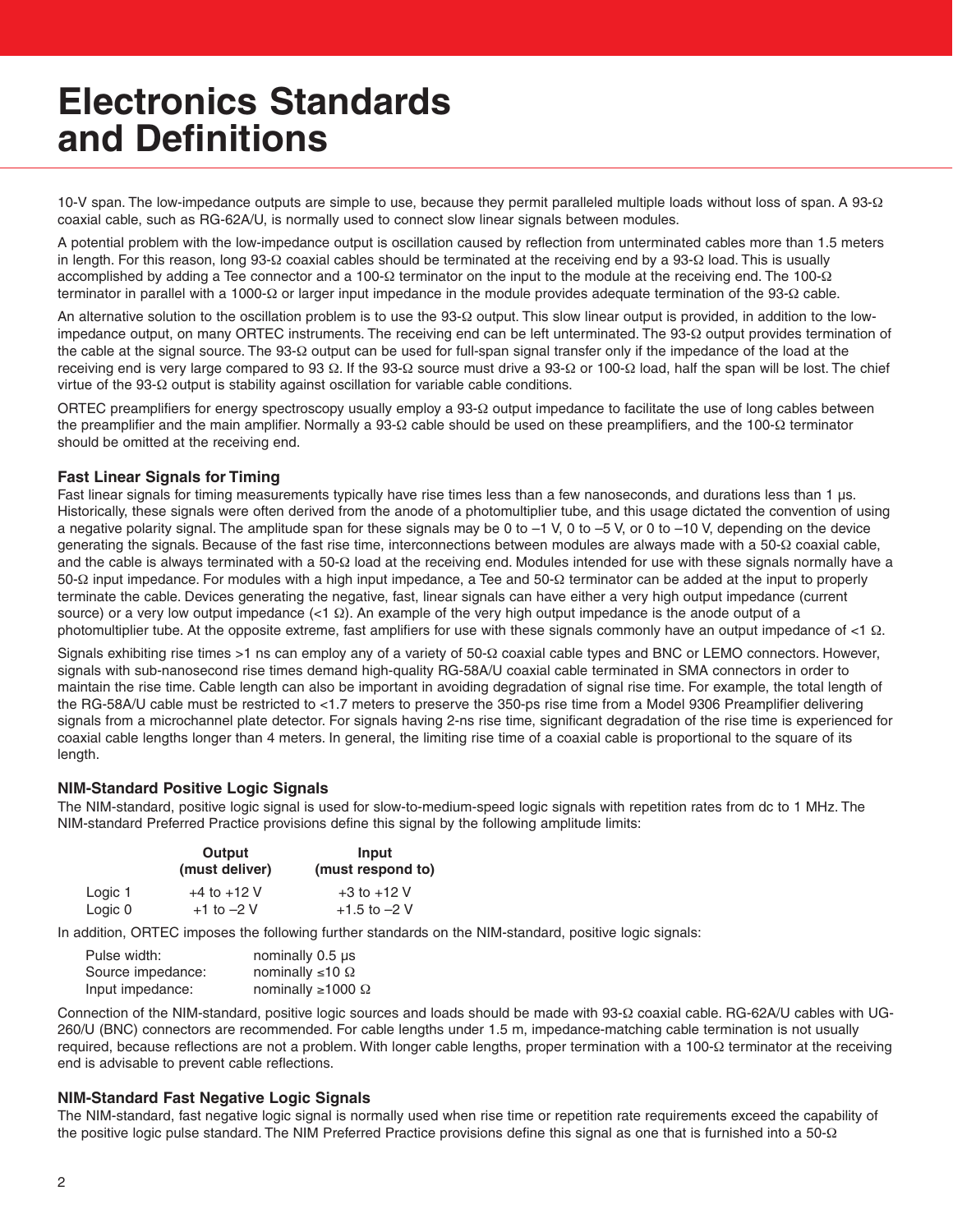# Electronics Standards and Definitions

10-V span. The low-impedance outputs are simple to use, because they permit paralleled multiple loads without loss of span. A 93-Ω coaxial cable, such as RG-62A/U, is normally used to connect slow linear signals between modules.

A potential problem with the low-impedance output is oscillation caused by reflection from unterminated cables more than 1.5 meters in length. For this reason, long 93-Ω coaxial cables should be terminated at the receiving end by a 93-Ω load. This is usually accomplished by adding a Tee connector and a 100-Ω terminator on the input to the module at the receiving end. The 100-Ω terminator in parallel with a 1000-Ω or larger input impedance in the module provides adequate termination of the 93-Ω cable.

An alternative solution to the oscillation problem is to use the 93-Ω output. This slow linear output is provided, in addition to the low-impedance output, on many ORTEC instruments. The receiving end can be left unterminated. The 93-Ω output provides termination of the cable at the signal source. The 93-Ω output can be used for full-span signal transfer only if the impedance of the load at the receiving end is very large compared to 93 Ω. If the 93-Ω source must drive a 93-Ω or 100-Ω load, half the span will be lost. The chief virtue of the 93-Ω output is stability against oscillation for variable cable conditions.

ORTEC preamplifiers for energy spectroscopy usually employ a 93-Ω output impedance to facilitate the use of long cables between the preamplifier and the main amplifier. Normally a 93-Ω cable should be used on these preamplifiers, and the 100-Ω terminator should be omitted at the receiving end.

### Fast Linear Signals for Timing

Fast linear signals for timing measurements typically have rise times less than a few nanoseconds, and durations less than 1 µs. Historically, these signals were often derived from the anode of a photomultiplier tube, and this usage dictated the convention of using a negative polarity signal. The amplitude span for these signals may be 0 to –1 V, 0 to –5 V, or 0 to –10 V, depending on the device generating the signals. Because of the fast rise time, interconnections between modules are always made with a 50-Ω coaxial cable, and the cable is always terminated with a 50-Ω load at the receiving end. Modules intended for use with these signals normally have a 50-Ω input impedance. For modules with a high input impedance, a Tee and 50-Ω terminator can be added at the input to properly terminate the cable. Devices generating the negative, fast, linear signals can have either a very high output impedance (current source) or a very low output impedance (<1 Ω). An example of the very high output impedance is the anode output of a photomultiplier tube. At the opposite extreme, fast amplifiers for use with these signals commonly have an output impedance of <1 Ω.

Signals exhibiting rise times >1 ns can employ any of a variety of 50-Ω coaxial cable types and BNC or LEMO connectors. However, signals with sub-nanosecond rise times demand high-quality RG-58A/U coaxial cable terminated in SMA connectors in order to maintain the rise time. Cable length can also be important in avoiding degradation of signal rise time. For example, the total length of the RG-58A/U cable must be restricted to <1.7 meters to preserve the 350-ps rise time from a Model 9306 Preamplifier delivering signals from a microchannel plate detector. For signals having 2-ns rise time, significant degradation of the rise time is experienced for coaxial cable lengths longer than 4 meters. In general, the limiting rise time of a coaxial cable is proportional to the square of its length.

### NIM-Standard Positive Logic Signals

The NIM-standard, positive logic signal is used for slow-to-medium-speed logic signals with repetition rates from dc to 1 MHz. The NIM-standard Preferred Practice provisions define this signal by the following amplitude limits:

| | Output (must deliver) | Input (must respond to) |
|---|---|---|
| Logic 1 | +4 to +12 V | +3 to +12 V |
| Logic 0 | +1 to –2 V | +1.5 to –2 V |

In addition, ORTEC imposes the following further standards on the NIM-standard, positive logic signals:

| | |
|---|---|
| Pulse width: | nominally 0.5 µs |
| Source impedance: | nominally ≤10 Ω |
| Input impedance: | nominally ≥1000 Ω |

Connection of the NIM-standard, positive logic sources and loads should be made with 93-Ω coaxial cable. RG-62A/U cables with UG-260/U (BNC) connectors are recommended. For cable lengths under 1.5 m, impedance-matching cable termination is not usually required, because reflections are not a problem. With longer cable lengths, proper termination with a 100-Ω terminator at the receiving end is advisable to prevent cable reflections.

### NIM-Standard Fast Negative Logic Signals

The NIM-standard, fast negative logic signal is normally used when rise time or repetition rate requirements exceed the capability of the positive logic pulse standard. The NIM Preferred Practice provisions define this signal as one that is furnished into a 50-Ω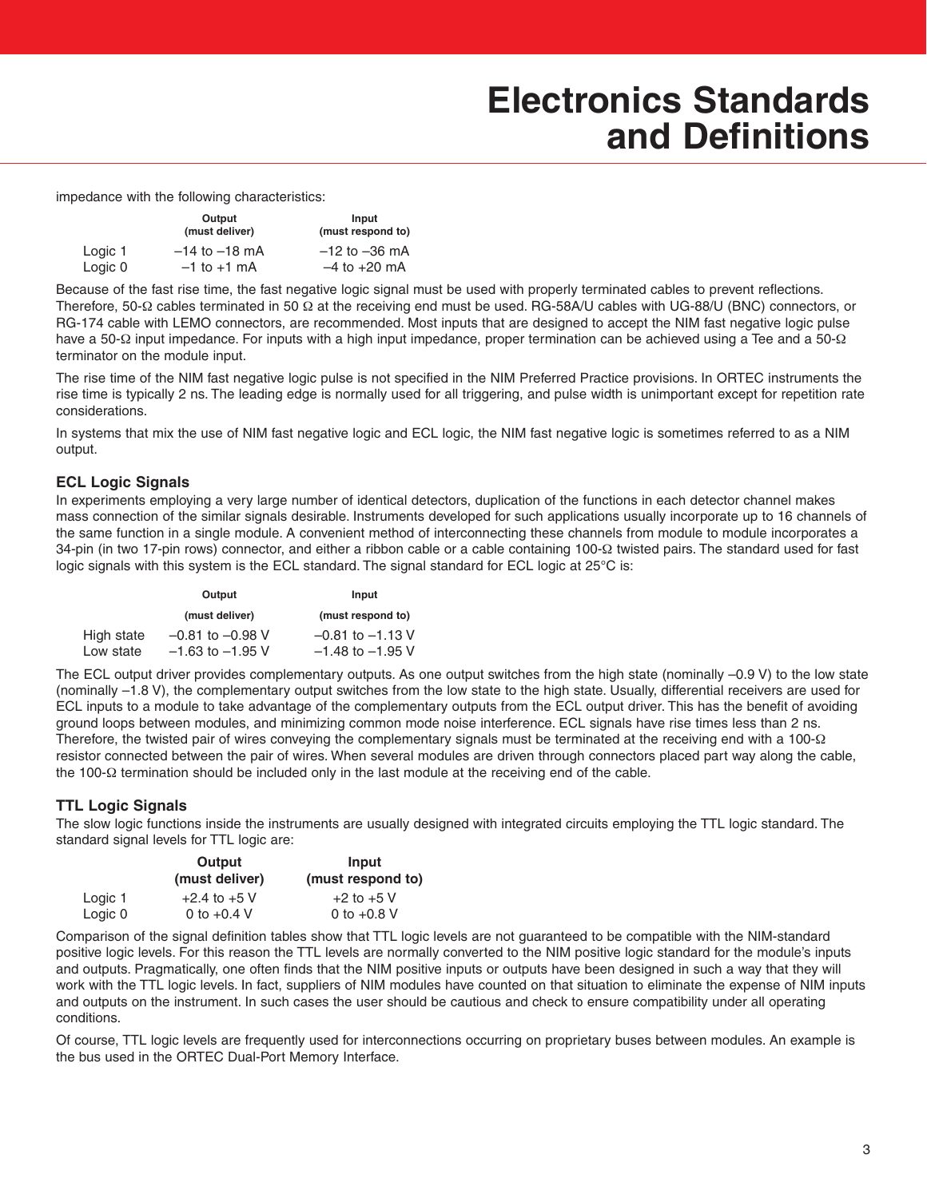impedance with the following characteristics:

| | Output (must deliver) | Input (must respond to) |
|---|---|---|
| Logic 1 | –14 to –18 mA | –12 to –36 mA |
| Logic 0 | –1 to +1 mA | –4 to +20 mA |

Because of the fast rise time, the fast negative logic signal must be used with properly terminated cables to prevent reflections. Therefore, 50-Ω cables terminated in 50 Ω at the receiving end must be used. RG-58A/U cables with UG-88/U (BNC) connectors, or RG-174 cable with LEMO connectors, are recommended. Most inputs that are designed to accept the NIM fast negative logic pulse have a 50-Ω input impedance. For inputs with a high input impedance, proper termination can be achieved using a Tee and a 50-Ω terminator on the module input.

The rise time of the NIM fast negative logic pulse is not specified in the NIM Preferred Practice provisions. In ORTEC instruments the rise time is typically 2 ns. The leading edge is normally used for all triggering, and pulse width is unimportant except for repetition rate considerations.

In systems that mix the use of NIM fast negative logic and ECL logic, the NIM fast negative logic is sometimes referred to as a NIM output.

### ECL Logic Signals

In experiments employing a very large number of identical detectors, duplication of the functions in each detector channel makes mass connection of the similar signals desirable. Instruments developed for such applications usually incorporate up to 16 channels of the same function in a single module. A convenient method of interconnecting these channels from module to module incorporates a 34-pin (in two 17-pin rows) connector, and either a ribbon cable or a cable containing 100-Ω twisted pairs. The standard used for fast logic signals with this system is the ECL standard. The signal standard for ECL logic at 25°C is:

| | Output (must deliver) | Input (must respond to) |
|---|---|---|
| High state | –0.81 to –0.98 V | –0.81 to –1.13 V |
| Low state | –1.63 to –1.95 V | –1.48 to –1.95 V |

The ECL output driver provides complementary outputs. As one output switches from the high state (nominally –0.9 V) to the low state (nominally –1.8 V), the complementary output switches from the low state to the high state. Usually, differential receivers are used for ECL inputs to a module to take advantage of the complementary outputs from the ECL output driver. This has the benefit of avoiding ground loops between modules, and minimizing common mode noise interference. ECL signals have rise times less than 2 ns. Therefore, the twisted pair of wires conveying the complementary signals must be terminated at the receiving end with a 100-Ω resistor connected between the pair of wires. When several modules are driven through connectors placed part way along the cable, the 100-Ω termination should be included only in the last module at the receiving end of the cable.

### TTL Logic Signals

The slow logic functions inside the instruments are usually designed with integrated circuits employing the TTL logic standard. The standard signal levels for TTL logic are:

| | Output (must deliver) | Input (must respond to) |
|---|---|---|
| Logic 1 | +2.4 to +5 V | +2 to +5 V |
| Logic 0 | 0 to +0.4 V | 0 to +0.8 V |

Comparison of the signal definition tables show that TTL logic levels are not guaranteed to be compatible with the NIM-standard positive logic levels. For this reason the TTL levels are normally converted to the NIM positive logic standard for the module's inputs and outputs. Pragmatically, one often finds that the NIM positive inputs or outputs have been designed in such a way that they will work with the TTL logic levels. In fact, suppliers of NIM modules have counted on that situation to eliminate the expense of NIM inputs and outputs on the instrument. In such cases the user should be cautious and check to ensure compatibility under all operating conditions.

Of course, TTL logic levels are frequently used for interconnections occurring on proprietary buses between modules. An example is the bus used in the ORTEC Dual-Port Memory Interface.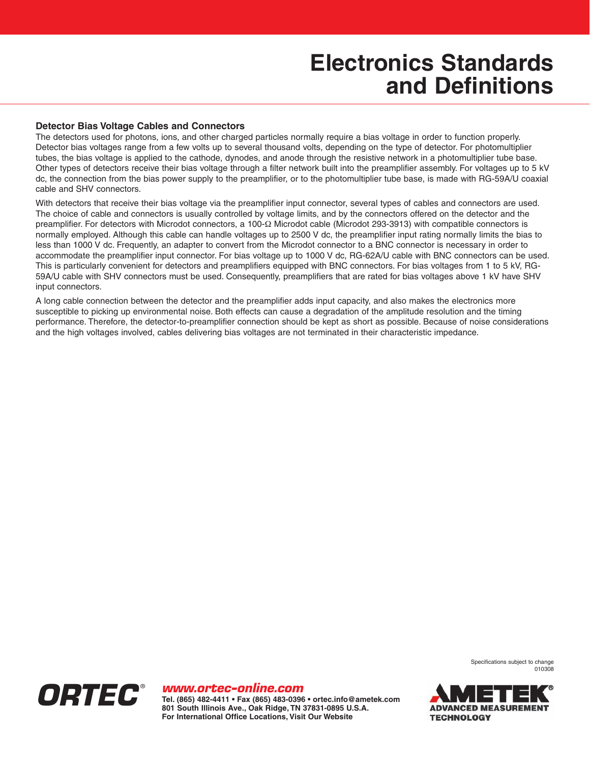# Electronics Standards and Definitions

### Detector Bias Voltage Cables and Connectors

The detectors used for photons, ions, and other charged particles normally require a bias voltage in order to function properly. Detector bias voltages range from a few volts up to several thousand volts, depending on the type of detector. For photomultiplier tubes, the bias voltage is applied to the cathode, dynodes, and anode through the resistive network in a photomultiplier tube base. Other types of detectors receive their bias voltage through a filter network built into the preamplifier assembly. For voltages up to 5 kV dc, the connection from the bias power supply to the preamplifier, or to the photomultiplier tube base, is made with RG-59A/U coaxial cable and SHV connectors.

With detectors that receive their bias voltage via the preamplifier input connector, several types of cables and connectors are used. The choice of cable and connectors is usually controlled by voltage limits, and by the connectors offered on the detector and the preamplifier. For detectors with Microdot connectors, a 100-Ω Microdot cable (Microdot 293-3913) with compatible connectors is normally employed. Although this cable can handle voltages up to 2500 V dc, the preamplifier input rating normally limits the bias to less than 1000 V dc. Frequently, an adapter to convert from the Microdot connector to a BNC connector is necessary in order to accommodate the preamplifier input connector. For bias voltage up to 1000 V dc, RG-62A/U cable with BNC connectors can be used. This is particularly convenient for detectors and preamplifiers equipped with BNC connectors. For bias voltages from 1 to 5 kV, RG-59A/U cable with SHV connectors must be used. Consequently, preamplifiers that are rated for bias voltages above 1 kV have SHV input connectors.

A long cable connection between the detector and the preamplifier adds input capacity, and also makes the electronics more susceptible to picking up environmental noise. Both effects can cause a degradation of the amplitude resolution and the timing performance. Therefore, the detector-to-preamplifier connection should be kept as short as possible. Because of noise considerations and the high voltages involved, cables delivering bias voltages are not terminated in their characteristic impedance.

Specifications subject to change
010308

ORTEC®

**www.ortec-online.com**
**Tel. (865) 482-4411 • Fax (865) 483-0396 • ortec.info@ametek.com**
**801 South Illinois Ave., Oak Ridge, TN 37831-0895 U.S.A.**
**For International Office Locations, Visit Our Website**

AMETEK® ADVANCED MEASUREMENT TECHNOLOGY